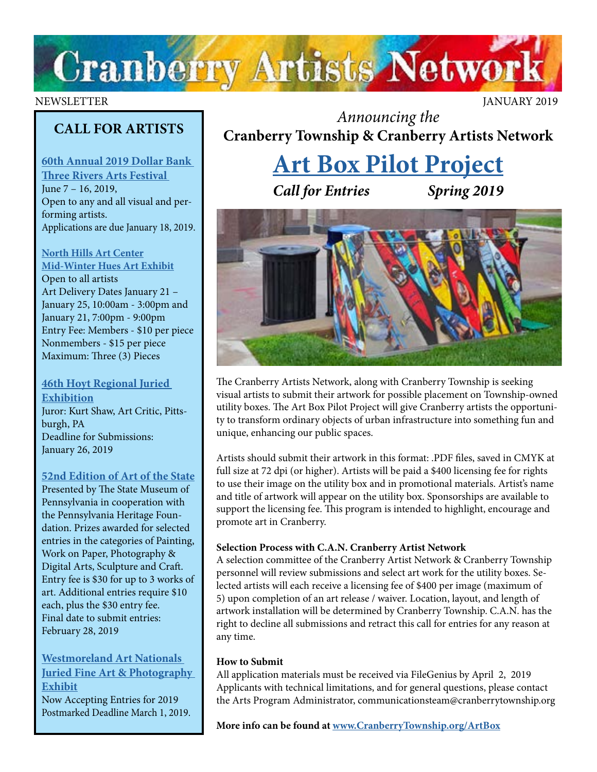# Cranberry Artists Network

NEWSLETTER

JANUARY 2019

## CALL FOR ARTISTS

**60th Annual 2019 Dollar Bank Three Rivers Arts Festival**
June 7 – 16, 2019,
Open to any and all visual and performing artists.
Applications are due January 18, 2019.

**North Hills Art Center Mid-Winter Hues Art Exhibit**
Open to all artists
Art Delivery Dates January 21 – January 25, 10:00am - 3:00pm and January 21, 7:00pm - 9:00pm
Entry Fee: Members - $10 per piece
Nonmembers - $15 per piece
Maximum: Three (3) Pieces

**46th Hoyt Regional Juried Exhibition**
Juror: Kurt Shaw, Art Critic, Pittsburgh, PA
Deadline for Submissions: January 26, 2019

**52nd Edition of Art of the State**
Presented by The State Museum of Pennsylvania in cooperation with the Pennsylvania Heritage Foundation. Prizes awarded for selected entries in the categories of Painting, Work on Paper, Photography & Digital Arts, Sculpture and Craft. Entry fee is $30 for up to 3 works of art. Additional entries require $10 each, plus the $30 entry fee.
Final date to submit entries: February 28, 2019

**Westmoreland Art Nationals Juried Fine Art & Photography Exhibit**
Now Accepting Entries for 2019
Postmarked Deadline March 1, 2019.

*Announcing the*

**Cranberry Township & Cranberry Artists Network**

# Art Box Pilot Project

***Call for Entries*** ***Spring 2019***

The Cranberry Artists Network, along with Cranberry Township is seeking visual artists to submit their artwork for possible placement on Township-owned utility boxes. The Art Box Pilot Project will give Cranberry artists the opportunity to transform ordinary objects of urban infrastructure into something fun and unique, enhancing our public spaces.

Artists should submit their artwork in this format: .PDF files, saved in CMYK at full size at 72 dpi (or higher). Artists will be paid a $400 licensing fee for rights to use their image on the utility box and in promotional materials. Artist's name and title of artwork will appear on the utility box. Sponsorships are available to support the licensing fee. This program is intended to highlight, encourage and promote art in Cranberry.

**Selection Process with C.A.N. Cranberry Artist Network**
A selection committee of the Cranberry Artist Network & Cranberry Township personnel will review submissions and select art work for the utility boxes. Selected artists will each receive a licensing fee of $400 per image (maximum of 5) upon completion of an art release / waiver. Location, layout, and length of artwork installation will be determined by Cranberry Township. C.A.N. has the right to decline all submissions and retract this call for entries for any reason at any time.

**How to Submit**
All application materials must be received via FileGenius by April 2, 2019
Applicants with technical limitations, and for general questions, please contact the Arts Program Administrator, communicationsteam@cranberrytownship.org

**More info can be found at www.CranberryTownship.org/ArtBox**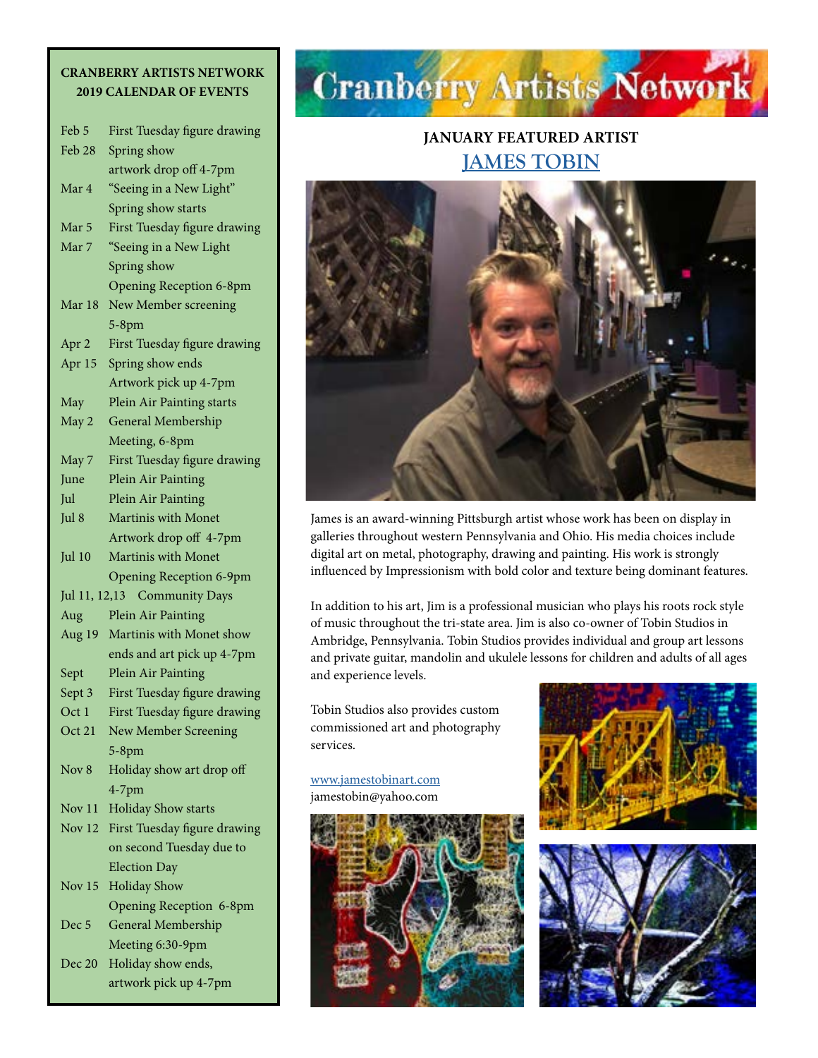## CRANBERRY ARTISTS NETWORK 2019 CALENDAR OF EVENTS

| | |
|---|---|
| Feb 5 | First Tuesday figure drawing |
| Feb 28 | Spring show artwork drop off 4-7pm |
| Mar 4 | "Seeing in a New Light" Spring show starts |
| Mar 5 | First Tuesday figure drawing |
| Mar 7 | "Seeing in a New Light Spring show Opening Reception 6-8pm |
| Mar 18 | New Member screening 5-8pm |
| Apr 2 | First Tuesday figure drawing |
| Apr 15 | Spring show ends Artwork pick up 4-7pm |
| May | Plein Air Painting starts |
| May 2 | General Membership Meeting, 6-8pm |
| May 7 | First Tuesday figure drawing |
| June | Plein Air Painting |
| Jul | Plein Air Painting |
| Jul 8 | Martinis with Monet Artwork drop off 4-7pm |
| Jul 10 | Martinis with Monet Opening Reception 6-9pm |
| Jul 11, 12,13 | Community Days |
| Aug | Plein Air Painting |
| Aug 19 | Martinis with Monet show ends and art pick up 4-7pm |
| Sept | Plein Air Painting |
| Sept 3 | First Tuesday figure drawing |
| Oct 1 | First Tuesday figure drawing |
| Oct 21 | New Member Screening 5-8pm |
| Nov 8 | Holiday show art drop off 4-7pm |
| Nov 11 | Holiday Show starts |
| Nov 12 | First Tuesday figure drawing on second Tuesday due to Election Day |
| Nov 15 | Holiday Show Opening Reception 6-8pm |
| Dec 5 | General Membership Meeting 6:30-9pm |
| Dec 20 | Holiday show ends, artwork pick up 4-7pm |

# Cranberry Artists Network

## JANUARY FEATURED ARTIST

## JAMES TOBIN

James is an award-winning Pittsburgh artist whose work has been on display in galleries throughout western Pennsylvania and Ohio. His media choices include digital art on metal, photography, drawing and painting. His work is strongly influenced by Impressionism with bold color and texture being dominant features.

In addition to his art, Jim is a professional musician who plays his roots rock style of music throughout the tri-state area. Jim is also co-owner of Tobin Studios in Ambridge, Pennsylvania. Tobin Studios provides individual and group art lessons and private guitar, mandolin and ukulele lessons for children and adults of all ages and experience levels.

Tobin Studios also provides custom commissioned art and photography services.

www.jamestobinart.com
jamestobin@yahoo.com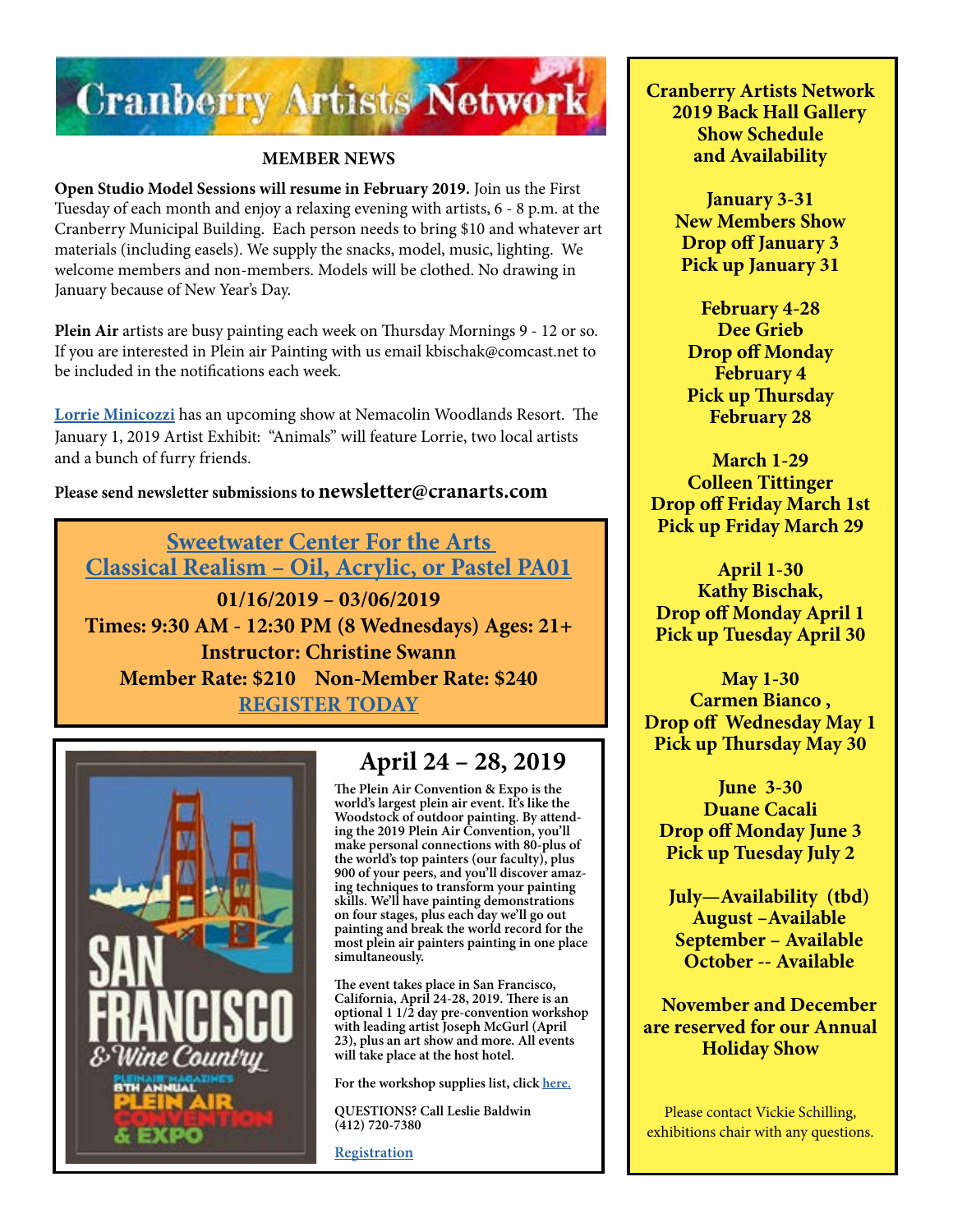# Cranberry Artists Network

## MEMBER NEWS

**Open Studio Model Sessions will resume in February 2019.** Join us the First Tuesday of each month and enjoy a relaxing evening with artists, 6 - 8 p.m. at the Cranberry Municipal Building. Each person needs to bring $10 and whatever art materials (including easels). We supply the snacks, model, music, lighting. We welcome members and non-members. Models will be clothed. No drawing in January because of New Year's Day.

**Plein Air** artists are busy painting each week on Thursday Mornings 9 - 12 or so. If you are interested in Plein air Painting with us email kbischak@comcast.net to be included in the notifications each week.

**Lorrie Minicozzi** has an upcoming show at Nemacolin Woodlands Resort. The January 1, 2019 Artist Exhibit: "Animals" will feature Lorrie, two local artists and a bunch of furry friends.

**Please send newsletter submissions to newsletter@cranarts.com**

## Sweetwater Center For the Arts
## Classical Realism – Oil, Acrylic, or Pastel PA01

**01/16/2019 – 03/06/2019**
**Times: 9:30 AM - 12:30 PM (8 Wednesdays) Ages: 21+**
**Instructor: Christine Swann**
**Member Rate: $210 Non-Member Rate: $240**
**REGISTER TODAY**

## April 24 – 28, 2019

SAN FRANCISCO & Wine Country
PLEINAIR MAGAZINE'S 8TH ANNUAL PLEIN AIR CONVENTION & EXPO

**The Plein Air Convention & Expo is the world's largest plein air event. It's like the Woodstock of outdoor painting. By attending the 2019 Plein Air Convention, you'll make personal connections with 80-plus of the world's top painters (our faculty), plus 900 of your peers, and you'll discover amazing techniques to transform your painting skills. We'll have painting demonstrations on four stages, plus each day we'll go out painting and break the world record for the most plein air painters painting in one place simultaneously.**

**The event takes place in San Francisco, California, April 24-28, 2019. There is an optional 1 1/2 day pre-convention workshop with leading artist Joseph McGurl (April 23), plus an art show and more. All events will take place at the host hotel.**

**For the workshop supplies list, click here.**

**QUESTIONS? Call Leslie Baldwin (412) 720-7380**

**Registration**

## Cranberry Artists Network 2019 Back Hall Gallery Show Schedule and Availability

**January 3-31**
**New Members Show**
**Drop off January 3**
**Pick up January 31**

**February 4-28**
**Dee Grieb**
**Drop off Monday February 4**
**Pick up Thursday February 28**

**March 1-29**
**Colleen Tittinger**
**Drop off Friday March 1st**
**Pick up Friday March 29**

**April 1-30**
**Kathy Bischak,**
**Drop off Monday April 1**
**Pick up Tuesday April 30**

**May 1-30**
**Carmen Bianco ,**
**Drop off Wednesday May 1**
**Pick up Thursday May 30**

**June 3-30**
**Duane Cacali**
**Drop off Monday June 3**
**Pick up Tuesday July 2**

**July—Availability (tbd)**
**August –Available**
**September – Available**
**October -- Available**

**November and December are reserved for our Annual Holiday Show**

Please contact Vickie Schilling, exhibitions chair with any questions.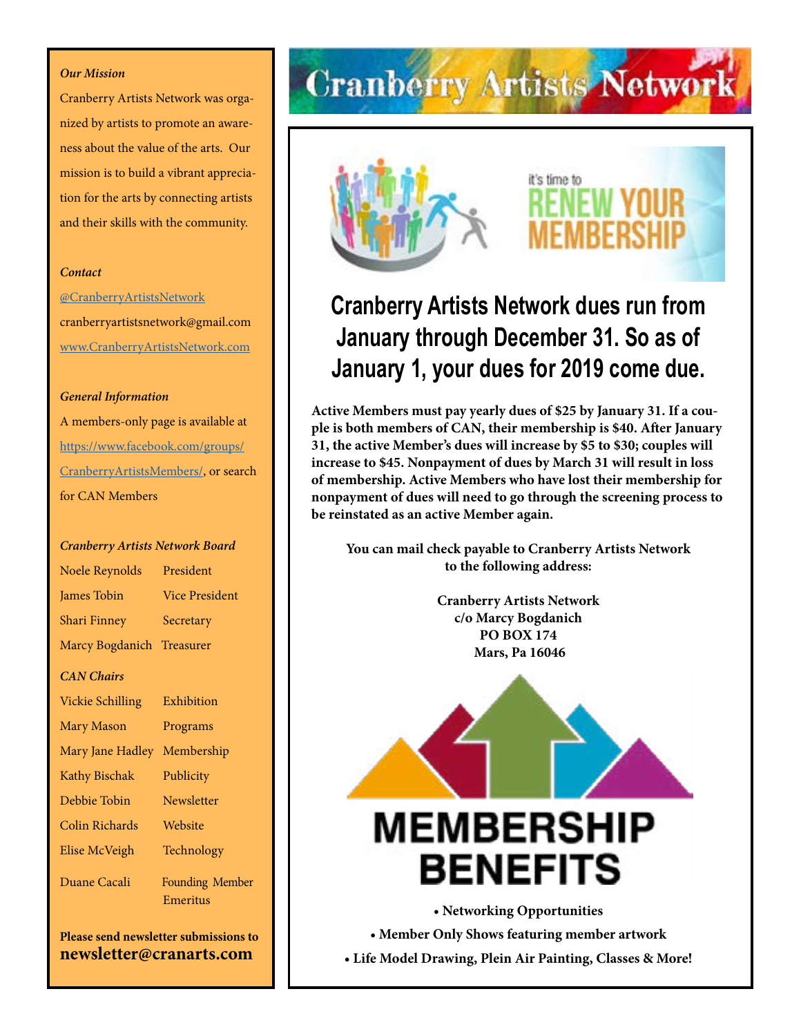*Our Mission*

Cranberry Artists Network was organized by artists to promote an awareness about the value of the arts. Our mission is to build a vibrant appreciation for the arts by connecting artists and their skills with the community.

*Contact*

@CranberryArtistsNetwork
cranberryartistsnetwork@gmail.com
www.CranberryArtistsNetwork.com

*General Information*

A members-only page is available at https://www.facebook.com/groups/CranberryArtistsMembers/, or search for CAN Members

*Cranberry Artists Network Board*

| | |
|---|---|
| Noele Reynolds | President |
| James Tobin | Vice President |
| Shari Finney | Secretary |
| Marcy Bogdanich | Treasurer |

*CAN Chairs*

| | |
|---|---|
| Vickie Schilling | Exhibition |
| Mary Mason | Programs |
| Mary Jane Hadley | Membership |
| Kathy Bischak | Publicity |
| Debbie Tobin | Newsletter |
| Colin Richards | Website |
| Elise McVeigh | Technology |
| Duane Cacali | Founding Member Emeritus |

**Please send newsletter submissions to newsletter@cranarts.com**

# Cranberry Artists Network

it's time to RENEW YOUR MEMBERSHIP

## Cranberry Artists Network dues run from January through December 31. So as of January 1, your dues for 2019 come due.

**Active Members must pay yearly dues of $25 by January 31. If a couple is both members of CAN, their membership is $40. After January 31, the active Member's dues will increase by $5 to $30; couples will increase to $45. Nonpayment of dues by March 31 will result in loss of membership. Active Members who have lost their membership for nonpayment of dues will need to go through the screening process to be reinstated as an active Member again.**

**You can mail check payable to Cranberry Artists Network to the following address:**

**Cranberry Artists Network**
**c/o Marcy Bogdanich**
**PO BOX 174**
**Mars, Pa 16046**

## MEMBERSHIP BENEFITS

- **Networking Opportunities**
- **Member Only Shows featuring member artwork**
- **Life Model Drawing, Plein Air Painting, Classes & More!**